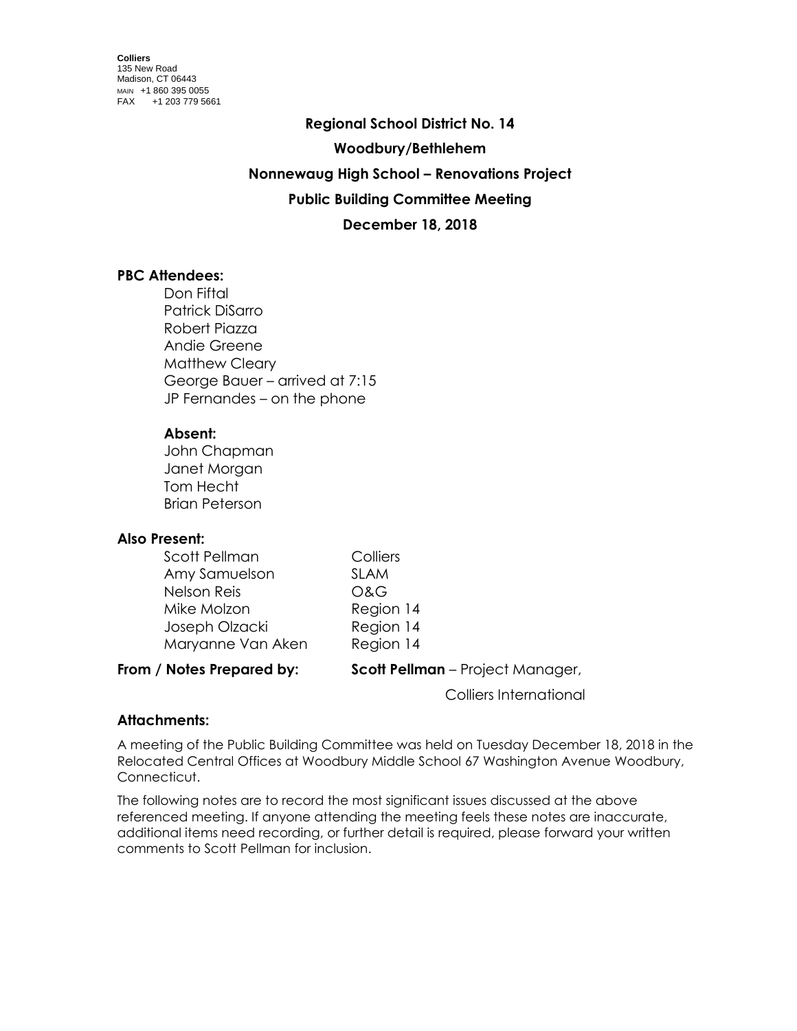**Colliers**
135 New Road
Madison, CT 06443
MAIN +1 860 395 0055
FAX +1 203 779 5661

# Regional School District No. 14

## Woodbury/Bethlehem

## Nonnewaug High School – Renovations Project

## Public Building Committee Meeting

## December 18, 2018

### PBC Attendees:

Don Fiftal
Patrick DiSarro
Robert Piazza
Andie Greene
Matthew Cleary
George Bauer – arrived at 7:15
JP Fernandes – on the phone

**Absent:**

John Chapman
Janet Morgan
Tom Hecht
Brian Peterson

### Also Present:

| | |
|---|---|
| Scott Pellman | Colliers |
| Amy Samuelson | SLAM |
| Nelson Reis | O&G |
| Mike Molzon | Region 14 |
| Joseph Olzacki | Region 14 |
| Maryanne Van Aken | Region 14 |

**From / Notes Prepared by:** **Scott Pellman** – Project Manager, Colliers International

### Attachments:

A meeting of the Public Building Committee was held on Tuesday December 18, 2018 in the Relocated Central Offices at Woodbury Middle School 67 Washington Avenue Woodbury, Connecticut.

The following notes are to record the most significant issues discussed at the above referenced meeting. If anyone attending the meeting feels these notes are inaccurate, additional items need recording, or further detail is required, please forward your written comments to Scott Pellman for inclusion.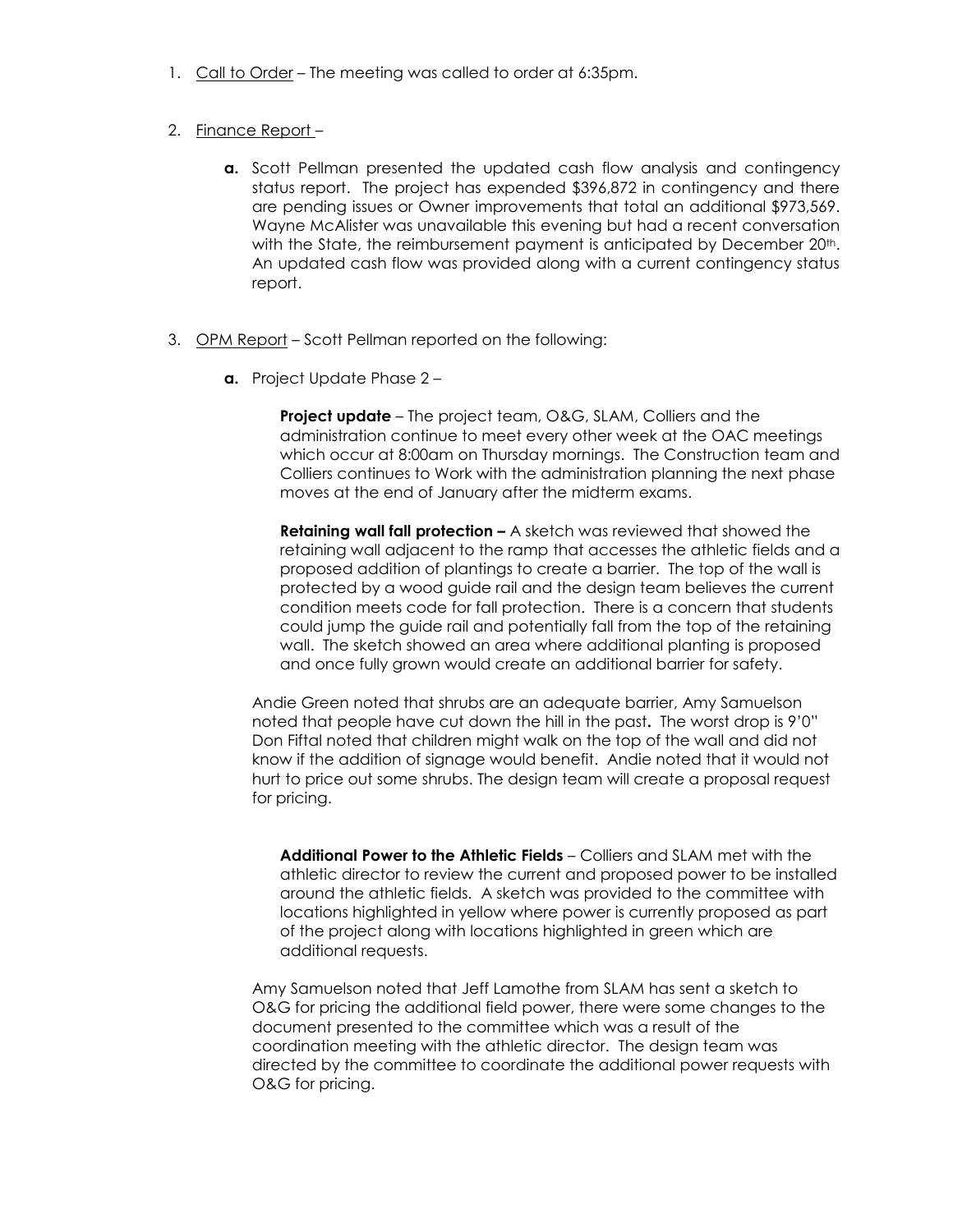1. Call to Order – The meeting was called to order at 6:35pm.

2. Finance Report –

   **a.** Scott Pellman presented the updated cash flow analysis and contingency status report. The project has expended $396,872 in contingency and there are pending issues or Owner improvements that total an additional $973,569. Wayne McAlister was unavailable this evening but had a recent conversation with the State, the reimbursement payment is anticipated by December 20th. An updated cash flow was provided along with a current contingency status report.

3. OPM Report – Scott Pellman reported on the following:

   **a.** Project Update Phase 2 –

   **Project update** – The project team, O&G, SLAM, Colliers and the administration continue to meet every other week at the OAC meetings which occur at 8:00am on Thursday mornings. The Construction team and Colliers continues to Work with the administration planning the next phase moves at the end of January after the midterm exams.

   **Retaining wall fall protection –** A sketch was reviewed that showed the retaining wall adjacent to the ramp that accesses the athletic fields and a proposed addition of plantings to create a barrier. The top of the wall is protected by a wood guide rail and the design team believes the current condition meets code for fall protection. There is a concern that students could jump the guide rail and potentially fall from the top of the retaining wall. The sketch showed an area where additional planting is proposed and once fully grown would create an additional barrier for safety.

   Andie Green noted that shrubs are an adequate barrier, Amy Samuelson noted that people have cut down the hill in the past**.** The worst drop is 9'0" Don Fiftal noted that children might walk on the top of the wall and did not know if the addition of signage would benefit. Andie noted that it would not hurt to price out some shrubs. The design team will create a proposal request for pricing.

   **Additional Power to the Athletic Fields** – Colliers and SLAM met with the athletic director to review the current and proposed power to be installed around the athletic fields. A sketch was provided to the committee with locations highlighted in yellow where power is currently proposed as part of the project along with locations highlighted in green which are additional requests.

   Amy Samuelson noted that Jeff Lamothe from SLAM has sent a sketch to O&G for pricing the additional field power, there were some changes to the document presented to the committee which was a result of the coordination meeting with the athletic director. The design team was directed by the committee to coordinate the additional power requests with O&G for pricing.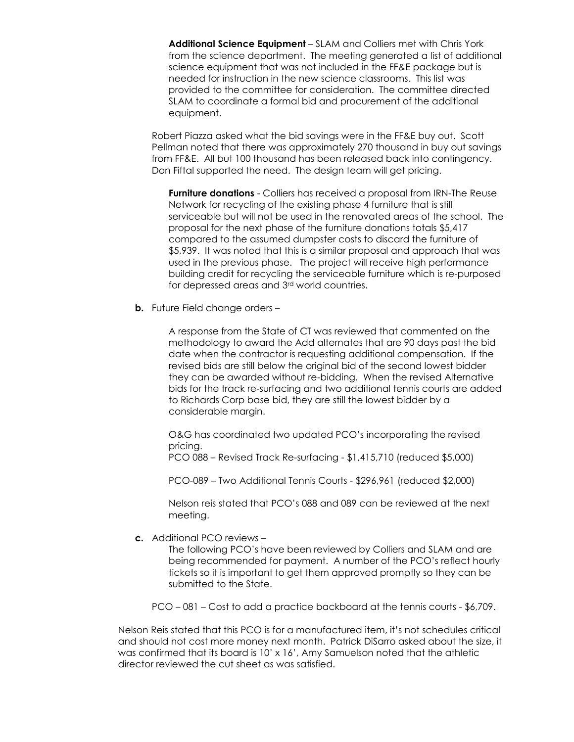**Additional Science Equipment** – SLAM and Colliers met with Chris York from the science department. The meeting generated a list of additional science equipment that was not included in the FF&E package but is needed for instruction in the new science classrooms. This list was provided to the committee for consideration. The committee directed SLAM to coordinate a formal bid and procurement of the additional equipment.

Robert Piazza asked what the bid savings were in the FF&E buy out. Scott Pellman noted that there was approximately 270 thousand in buy out savings from FF&E. All but 100 thousand has been released back into contingency. Don Fiftal supported the need. The design team will get pricing.

**Furniture donations** - Colliers has received a proposal from IRN-The Reuse Network for recycling of the existing phase 4 furniture that is still serviceable but will not be used in the renovated areas of the school. The proposal for the next phase of the furniture donations totals $5,417 compared to the assumed dumpster costs to discard the furniture of $5,939. It was noted that this is a similar proposal and approach that was used in the previous phase. The project will receive high performance building credit for recycling the serviceable furniture which is re-purposed for depressed areas and 3rd world countries.

**b.** Future Field change orders –

A response from the State of CT was reviewed that commented on the methodology to award the Add alternates that are 90 days past the bid date when the contractor is requesting additional compensation. If the revised bids are still below the original bid of the second lowest bidder they can be awarded without re-bidding. When the revised Alternative bids for the track re-surfacing and two additional tennis courts are added to Richards Corp base bid, they are still the lowest bidder by a considerable margin.

O&G has coordinated two updated PCO's incorporating the revised pricing.

PCO 088 – Revised Track Re-surfacing - $1,415,710 (reduced $5,000)

PCO-089 – Two Additional Tennis Courts - $296,961 (reduced $2,000)

Nelson reis stated that PCO's 088 and 089 can be reviewed at the next meeting.

**c.** Additional PCO reviews –

The following PCO's have been reviewed by Colliers and SLAM and are being recommended for payment. A number of the PCO's reflect hourly tickets so it is important to get them approved promptly so they can be submitted to the State.

PCO – 081 – Cost to add a practice backboard at the tennis courts - $6,709.

Nelson Reis stated that this PCO is for a manufactured item, it's not schedules critical and should not cost more money next month. Patrick DiSarro asked about the size, it was confirmed that its board is 10' x 16', Amy Samuelson noted that the athletic director reviewed the cut sheet as was satisfied.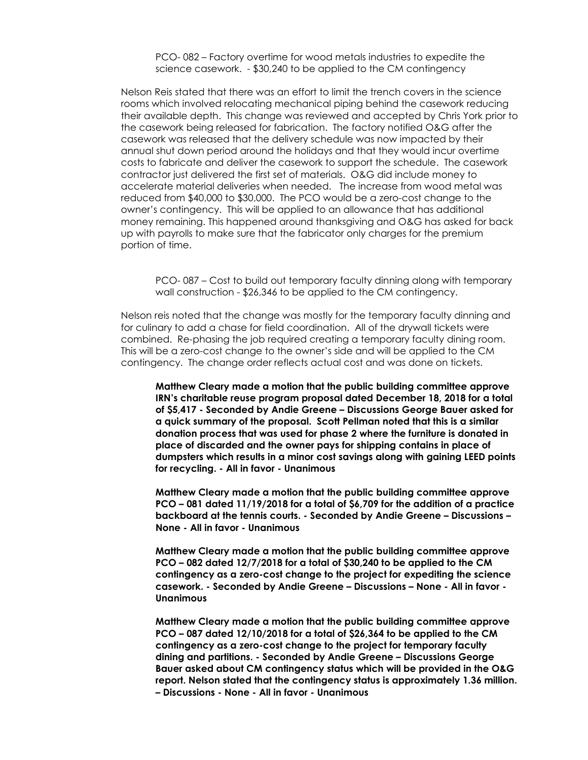PCO- 082 – Factory overtime for wood metals industries to expedite the science casework. - $30,240 to be applied to the CM contingency

Nelson Reis stated that there was an effort to limit the trench covers in the science rooms which involved relocating mechanical piping behind the casework reducing their available depth. This change was reviewed and accepted by Chris York prior to the casework being released for fabrication. The factory notified O&G after the casework was released that the delivery schedule was now impacted by their annual shut down period around the holidays and that they would incur overtime costs to fabricate and deliver the casework to support the schedule. The casework contractor just delivered the first set of materials. O&G did include money to accelerate material deliveries when needed. The increase from wood metal was reduced from $40,000 to $30,000. The PCO would be a zero-cost change to the owner's contingency. This will be applied to an allowance that has additional money remaining. This happened around thanksgiving and O&G has asked for back up with payrolls to make sure that the fabricator only charges for the premium portion of time.

PCO- 087 – Cost to build out temporary faculty dinning along with temporary wall construction - $26,346 to be applied to the CM contingency.

Nelson reis noted that the change was mostly for the temporary faculty dinning and for culinary to add a chase for field coordination. All of the drywall tickets were combined. Re-phasing the job required creating a temporary faculty dining room. This will be a zero-cost change to the owner's side and will be applied to the CM contingency. The change order reflects actual cost and was done on tickets.

**Matthew Cleary made a motion that the public building committee approve IRN's charitable reuse program proposal dated December 18, 2018 for a total of $5,417 - Seconded by Andie Greene – Discussions George Bauer asked for a quick summary of the proposal. Scott Pellman noted that this is a similar donation process that was used for phase 2 where the furniture is donated in place of discarded and the owner pays for shipping contains in place of dumpsters which results in a minor cost savings along with gaining LEED points for recycling. - All in favor - Unanimous**

**Matthew Cleary made a motion that the public building committee approve PCO – 081 dated 11/19/2018 for a total of $6,709 for the addition of a practice backboard at the tennis courts. - Seconded by Andie Greene – Discussions – None - All in favor - Unanimous**

**Matthew Cleary made a motion that the public building committee approve PCO – 082 dated 12/7/2018 for a total of $30,240 to be applied to the CM contingency as a zero-cost change to the project for expediting the science casework. - Seconded by Andie Greene – Discussions – None - All in favor - Unanimous**

**Matthew Cleary made a motion that the public building committee approve PCO – 087 dated 12/10/2018 for a total of $26,364 to be applied to the CM contingency as a zero-cost change to the project for temporary faculty dining and partitions. - Seconded by Andie Greene – Discussions George Bauer asked about CM contingency status which will be provided in the O&G report. Nelson stated that the contingency status is approximately 1.36 million. – Discussions - None - All in favor - Unanimous**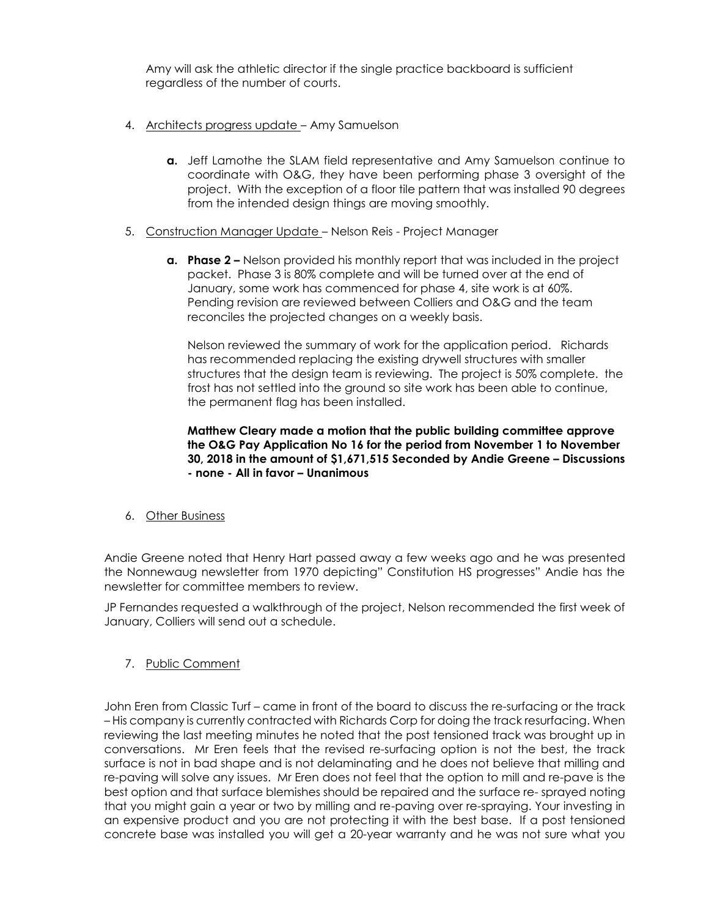Amy will ask the athletic director if the single practice backboard is sufficient regardless of the number of courts.

4. Architects progress update – Amy Samuelson

   **a.** Jeff Lamothe the SLAM field representative and Amy Samuelson continue to coordinate with O&G, they have been performing phase 3 oversight of the project. With the exception of a floor tile pattern that was installed 90 degrees from the intended design things are moving smoothly.

5. Construction Manager Update – Nelson Reis - Project Manager

   **a. Phase 2 –** Nelson provided his monthly report that was included in the project packet. Phase 3 is 80% complete and will be turned over at the end of January, some work has commenced for phase 4, site work is at 60%. Pending revision are reviewed between Colliers and O&G and the team reconciles the projected changes on a weekly basis.

   Nelson reviewed the summary of work for the application period. Richards has recommended replacing the existing drywell structures with smaller structures that the design team is reviewing. The project is 50% complete. the frost has not settled into the ground so site work has been able to continue, the permanent flag has been installed.

   **Matthew Cleary made a motion that the public building committee approve the O&G Pay Application No 16 for the period from November 1 to November 30, 2018 in the amount of $1,671,515 Seconded by Andie Greene – Discussions - none - All in favor – Unanimous**

6. Other Business

Andie Greene noted that Henry Hart passed away a few weeks ago and he was presented the Nonnewaug newsletter from 1970 depicting" Constitution HS progresses" Andie has the newsletter for committee members to review.

JP Fernandes requested a walkthrough of the project, Nelson recommended the first week of January, Colliers will send out a schedule.

7. Public Comment

John Eren from Classic Turf – came in front of the board to discuss the re-surfacing or the track – His company is currently contracted with Richards Corp for doing the track resurfacing. When reviewing the last meeting minutes he noted that the post tensioned track was brought up in conversations. Mr Eren feels that the revised re-surfacing option is not the best, the track surface is not in bad shape and is not delaminating and he does not believe that milling and re-paving will solve any issues. Mr Eren does not feel that the option to mill and re-pave is the best option and that surface blemishes should be repaired and the surface re- sprayed noting that you might gain a year or two by milling and re-paving over re-spraying. Your investing in an expensive product and you are not protecting it with the best base. If a post tensioned concrete base was installed you will get a 20-year warranty and he was not sure what you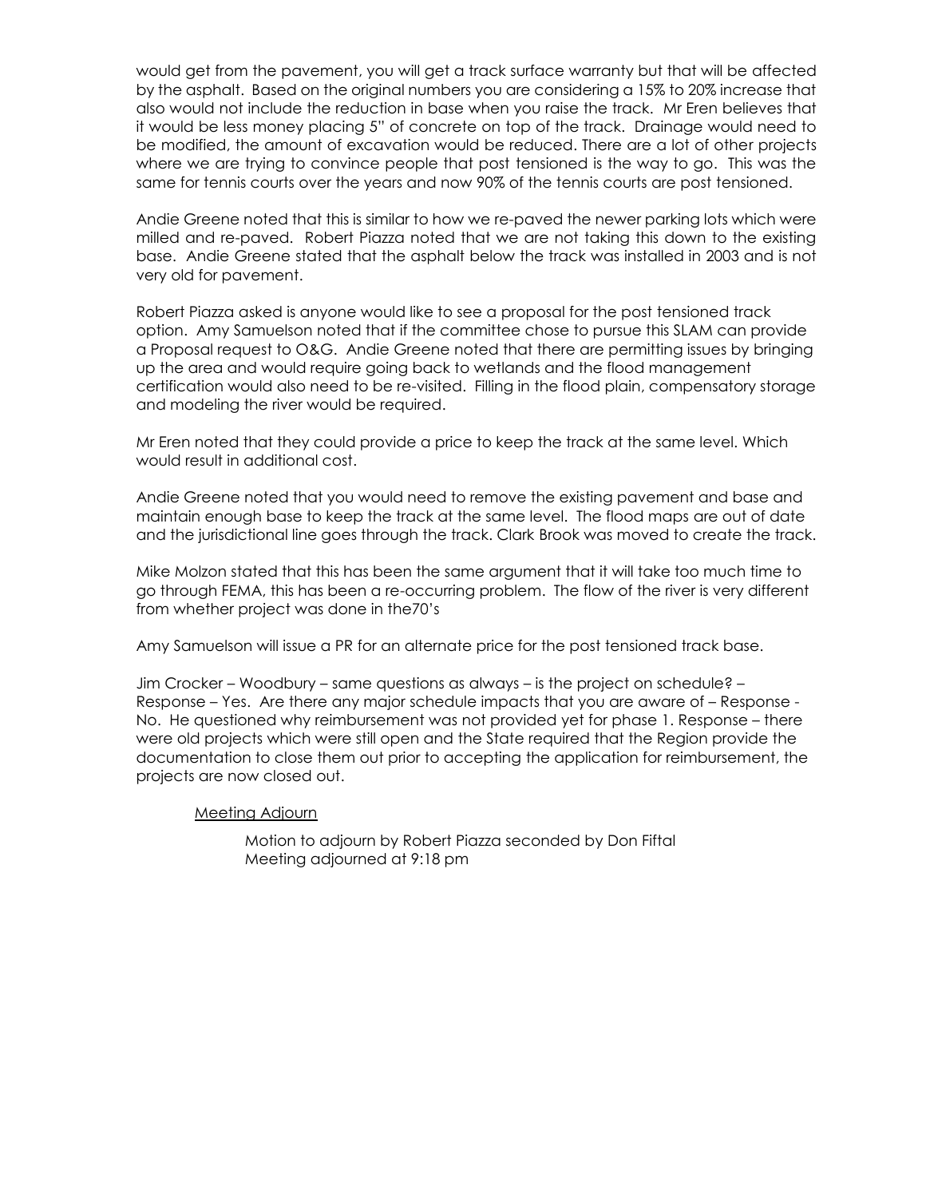would get from the pavement, you will get a track surface warranty but that will be affected by the asphalt. Based on the original numbers you are considering a 15% to 20% increase that also would not include the reduction in base when you raise the track. Mr Eren believes that it would be less money placing 5" of concrete on top of the track. Drainage would need to be modified, the amount of excavation would be reduced. There are a lot of other projects where we are trying to convince people that post tensioned is the way to go. This was the same for tennis courts over the years and now 90% of the tennis courts are post tensioned.

Andie Greene noted that this is similar to how we re-paved the newer parking lots which were milled and re-paved. Robert Piazza noted that we are not taking this down to the existing base. Andie Greene stated that the asphalt below the track was installed in 2003 and is not very old for pavement.

Robert Piazza asked is anyone would like to see a proposal for the post tensioned track option. Amy Samuelson noted that if the committee chose to pursue this SLAM can provide a Proposal request to O&G. Andie Greene noted that there are permitting issues by bringing up the area and would require going back to wetlands and the flood management certification would also need to be re-visited. Filling in the flood plain, compensatory storage and modeling the river would be required.

Mr Eren noted that they could provide a price to keep the track at the same level. Which would result in additional cost.

Andie Greene noted that you would need to remove the existing pavement and base and maintain enough base to keep the track at the same level. The flood maps are out of date and the jurisdictional line goes through the track. Clark Brook was moved to create the track.

Mike Molzon stated that this has been the same argument that it will take too much time to go through FEMA, this has been a re-occurring problem. The flow of the river is very different from whether project was done in the70's

Amy Samuelson will issue a PR for an alternate price for the post tensioned track base.

Jim Crocker – Woodbury – same questions as always – is the project on schedule? – Response – Yes. Are there any major schedule impacts that you are aware of – Response - No. He questioned why reimbursement was not provided yet for phase 1. Response – there were old projects which were still open and the State required that the Region provide the documentation to close them out prior to accepting the application for reimbursement, the projects are now closed out.

Meeting Adjourn

Motion to adjourn by Robert Piazza seconded by Don Fiftal
Meeting adjourned at 9:18 pm